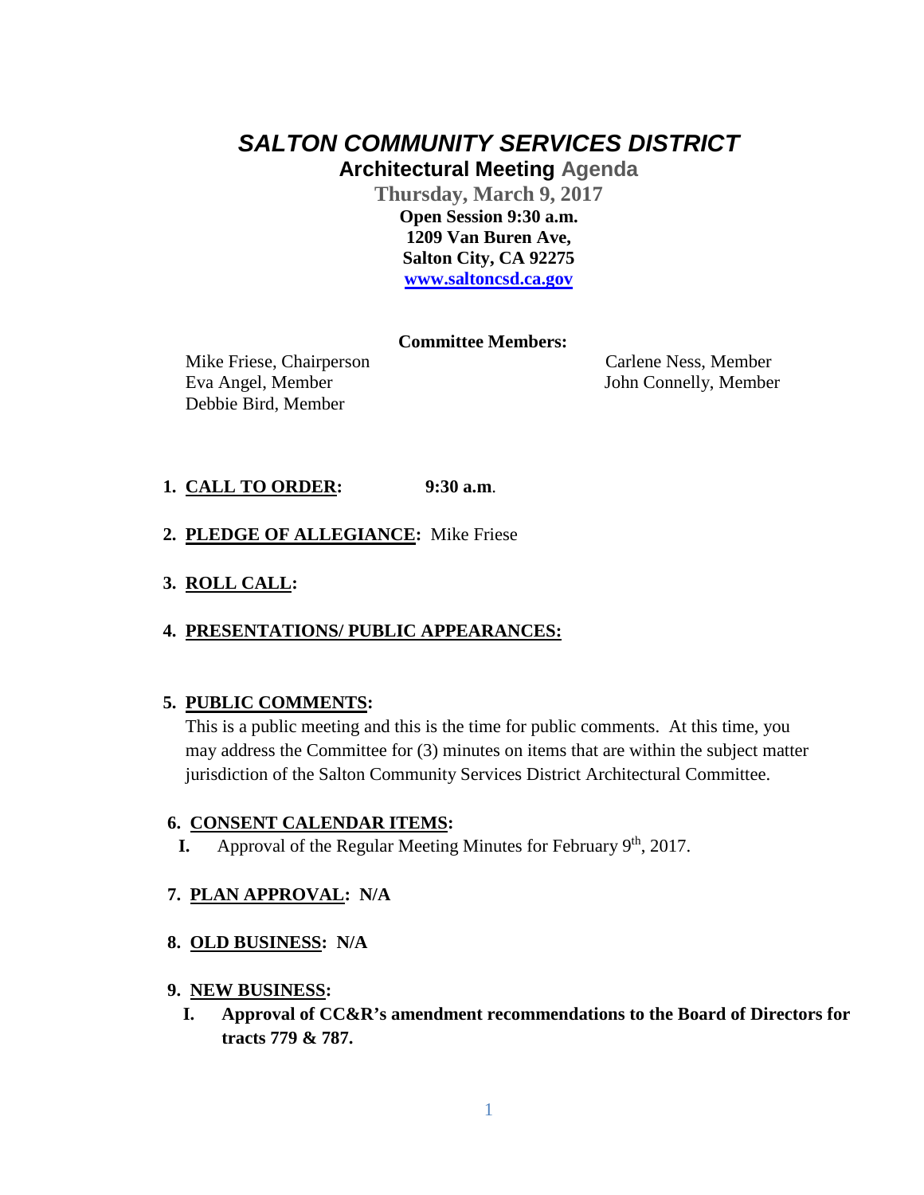# *SALTON COMMUNITY SERVICES DISTRICT*

## Architectural Meeting Agenda

**Thursday, March 9, 2017**

**Open Session 9:30 a.m.**
**1209 Van Buren Ave,**
**Salton City, CA 92275**
**www.saltoncsd.ca.gov**

**Committee Members:**

Mike Friese, Chairperson
Carlene Ness, Member
Eva Angel, Member
John Connelly, Member
Debbie Bird, Member

1. **CALL TO ORDER:** **9:30 a.m**.

2. **PLEDGE OF ALLEGIANCE:** Mike Friese

3. **ROLL CALL:**

4. **PRESENTATIONS/ PUBLIC APPEARANCES:**

5. **PUBLIC COMMENTS:**

   This is a public meeting and this is the time for public comments. At this time, you may address the Committee for (3) minutes on items that are within the subject matter jurisdiction of the Salton Community Services District Architectural Committee.

6. **CONSENT CALENDAR ITEMS:**

   **I.** Approval of the Regular Meeting Minutes for February 9th, 2017.

7. **PLAN APPROVAL: N/A**

8. **OLD BUSINESS: N/A**

9. **NEW BUSINESS:**

   **I. Approval of CC&R's amendment recommendations to the Board of Directors for tracts 779 & 787.**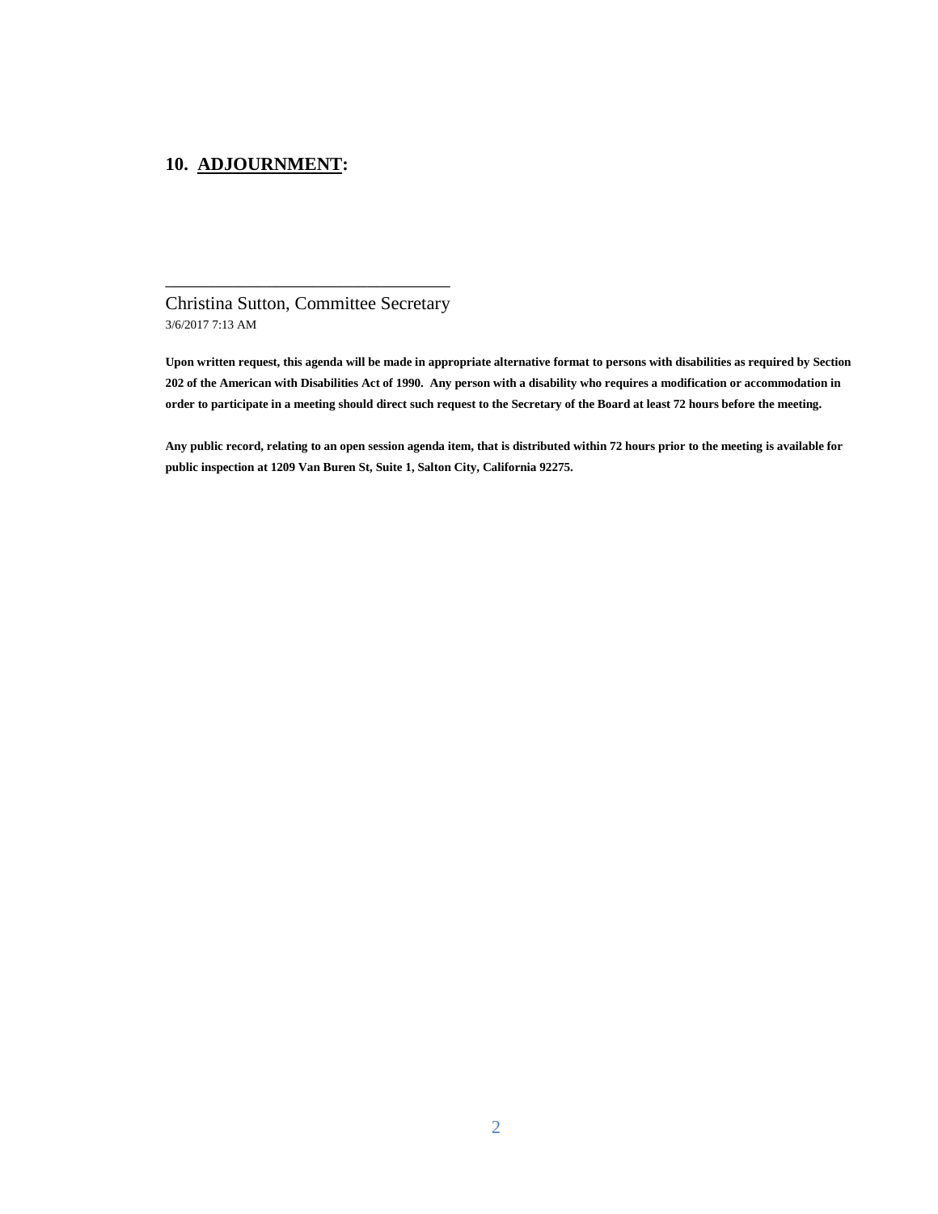**10. ADJOURNMENT:**

\_\_\_\_\_\_\_\_\_\_\_\_\_\_\_\_\_\_\_\_\_\_\_\_\_\_\_\_\_\_\_\_\_\_\_\_

Christina Sutton, Committee Secretary
3/6/2017 7:13 AM

**Upon written request, this agenda will be made in appropriate alternative format to persons with disabilities as required by Section 202 of the American with Disabilities Act of 1990. Any person with a disability who requires a modification or accommodation in order to participate in a meeting should direct such request to the Secretary of the Board at least 72 hours before the meeting.**

**Any public record, relating to an open session agenda item, that is distributed within 72 hours prior to the meeting is available for public inspection at 1209 Van Buren St, Suite 1, Salton City, California 92275.**